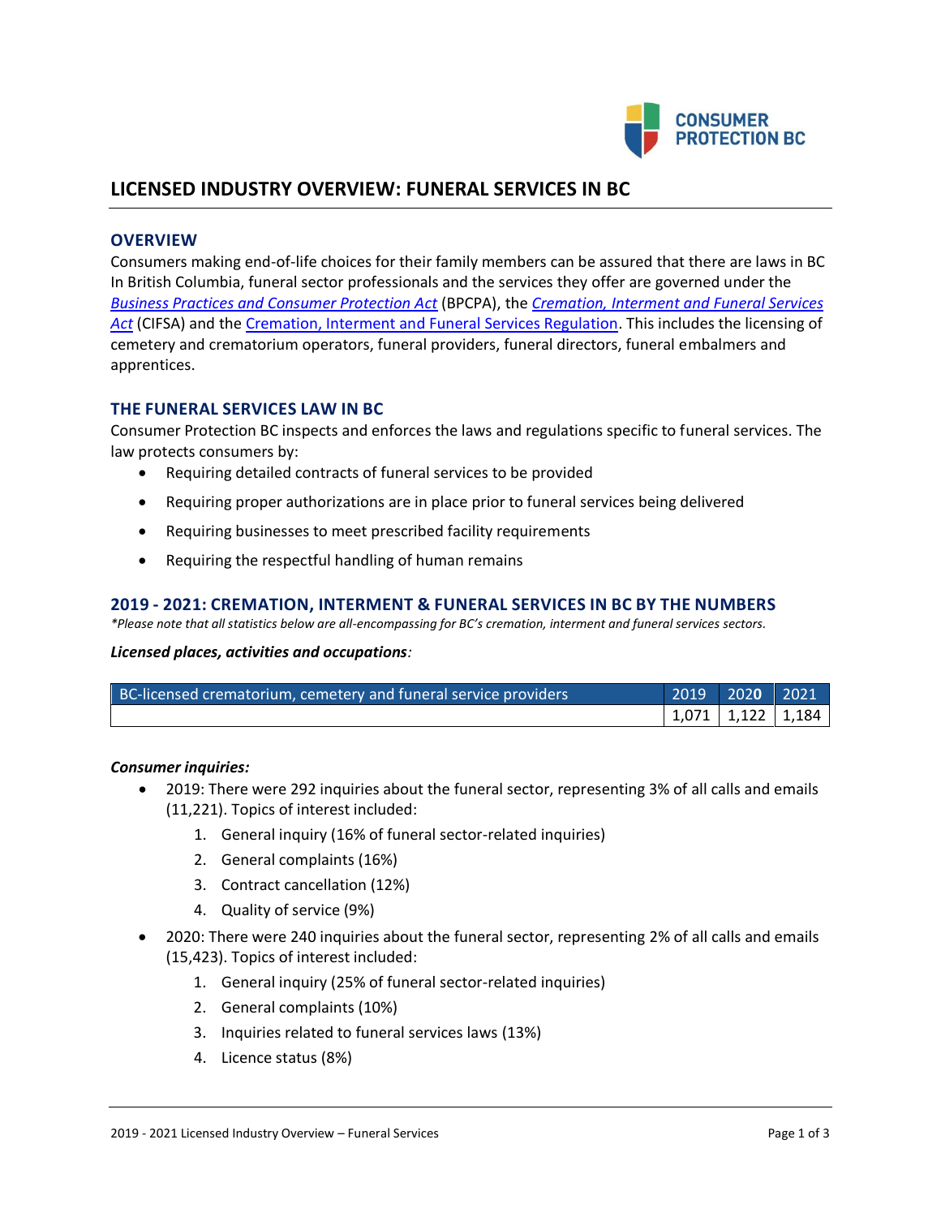# LICENSED INDUSTRY OVERVIEW: FUNERAL SERVICES IN BC

## OVERVIEW

Consumers making end-of-life choices for their family members can be assured that there are laws in BC In British Columbia, funeral sector professionals and the services they offer are governed under the *Business Practices and Consumer Protection Act* (BPCPA), the *Cremation, Interment and Funeral Services Act* (CIFSA) and the Cremation, Interment and Funeral Services Regulation. This includes the licensing of cemetery and crematorium operators, funeral providers, funeral directors, funeral embalmers and apprentices.

## THE FUNERAL SERVICES LAW IN BC

Consumer Protection BC inspects and enforces the laws and regulations specific to funeral services. The law protects consumers by:

- Requiring detailed contracts of funeral services to be provided
- Requiring proper authorizations are in place prior to funeral services being delivered
- Requiring businesses to meet prescribed facility requirements
- Requiring the respectful handling of human remains

## 2019 - 2021: CREMATION, INTERMENT & FUNERAL SERVICES IN BC BY THE NUMBERS

*\*Please note that all statistics below are all-encompassing for BC's cremation, interment and funeral services sectors.*

***Licensed places, activities and occupations****:*

| BC-licensed crematorium, cemetery and funeral service providers | 2019 | 2020 | 2021 |
|---|---|---|---|
| | 1,071 | 1,122 | 1,184 |

***Consumer inquiries:***

- 2019: There were 292 inquiries about the funeral sector, representing 3% of all calls and emails (11,221). Topics of interest included:
    1. General inquiry (16% of funeral sector-related inquiries)
    2. General complaints (16%)
    3. Contract cancellation (12%)
    4. Quality of service (9%)
- 2020: There were 240 inquiries about the funeral sector, representing 2% of all calls and emails (15,423). Topics of interest included:
    1. General inquiry (25% of funeral sector-related inquiries)
    2. General complaints (10%)
    3. Inquiries related to funeral services laws (13%)
    4. Licence status (8%)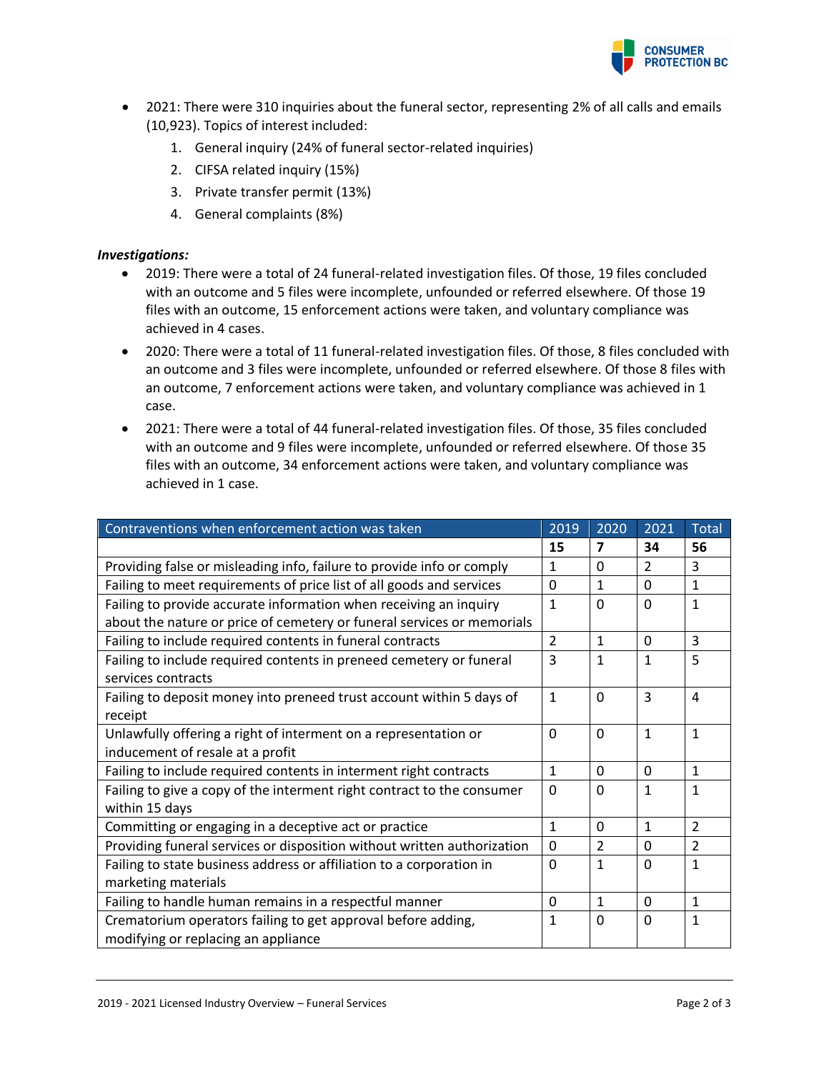- 2021: There were 310 inquiries about the funeral sector, representing 2% of all calls and emails (10,923). Topics of interest included:
    1. General inquiry (24% of funeral sector-related inquiries)
    2. CIFSA related inquiry (15%)
    3. Private transfer permit (13%)
    4. General complaints (8%)

***Investigations:***

- 2019: There were a total of 24 funeral-related investigation files. Of those, 19 files concluded with an outcome and 5 files were incomplete, unfounded or referred elsewhere. Of those 19 files with an outcome, 15 enforcement actions were taken, and voluntary compliance was achieved in 4 cases.
- 2020: There were a total of 11 funeral-related investigation files. Of those, 8 files concluded with an outcome and 3 files were incomplete, unfounded or referred elsewhere. Of those 8 files with an outcome, 7 enforcement actions were taken, and voluntary compliance was achieved in 1 case.
- 2021: There were a total of 44 funeral-related investigation files. Of those, 35 files concluded with an outcome and 9 files were incomplete, unfounded or referred elsewhere. Of those 35 files with an outcome, 34 enforcement actions were taken, and voluntary compliance was achieved in 1 case.

| Contraventions when enforcement action was taken | 2019 | 2020 | 2021 | Total |
|---|---|---|---|---|
| | **15** | **7** | **34** | **56** |
| Providing false or misleading info, failure to provide info or comply | 1 | 0 | 2 | 3 |
| Failing to meet requirements of price list of all goods and services | 0 | 1 | 0 | 1 |
| Failing to provide accurate information when receiving an inquiry about the nature or price of cemetery or funeral services or memorials | 1 | 0 | 0 | 1 |
| Failing to include required contents in funeral contracts | 2 | 1 | 0 | 3 |
| Failing to include required contents in preneed cemetery or funeral services contracts | 3 | 1 | 1 | 5 |
| Failing to deposit money into preneed trust account within 5 days of receipt | 1 | 0 | 3 | 4 |
| Unlawfully offering a right of interment on a representation or inducement of resale at a profit | 0 | 0 | 1 | 1 |
| Failing to include required contents in interment right contracts | 1 | 0 | 0 | 1 |
| Failing to give a copy of the interment right contract to the consumer within 15 days | 0 | 0 | 1 | 1 |
| Committing or engaging in a deceptive act or practice | 1 | 0 | 1 | 2 |
| Providing funeral services or disposition without written authorization | 0 | 2 | 0 | 2 |
| Failing to state business address or affiliation to a corporation in marketing materials | 0 | 1 | 0 | 1 |
| Failing to handle human remains in a respectful manner | 0 | 1 | 0 | 1 |
| Crematorium operators failing to get approval before adding, modifying or replacing an appliance | 1 | 0 | 0 | 1 |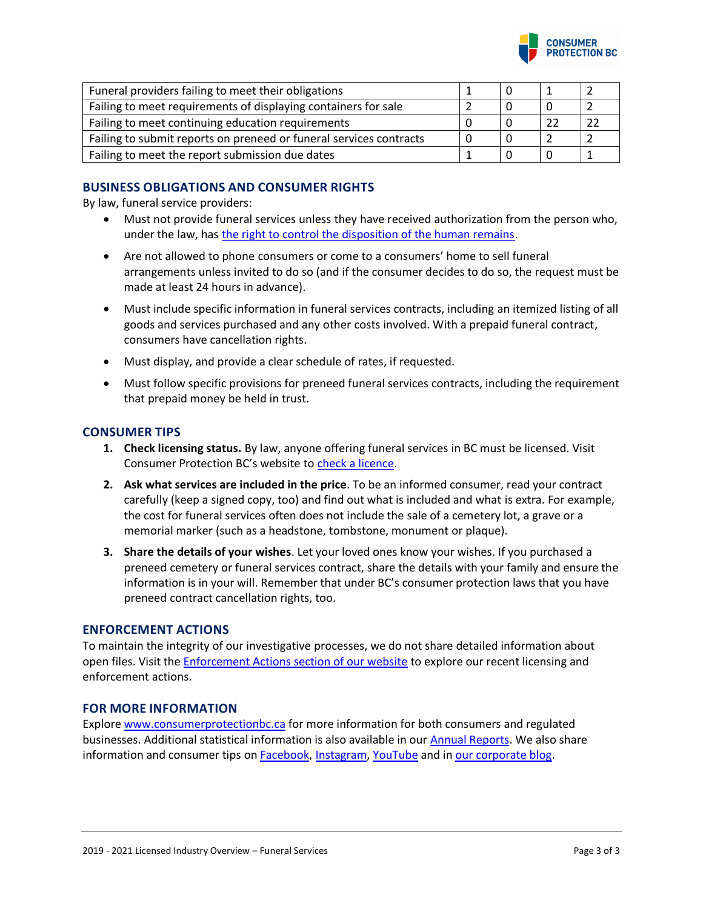| | | | | |
|---|---|---|---|---|
| Funeral providers failing to meet their obligations | 1 | 0 | 1 | 2 |
| Failing to meet requirements of displaying containers for sale | 2 | 0 | 0 | 2 |
| Failing to meet continuing education requirements | 0 | 0 | 22 | 22 |
| Failing to submit reports on preneed or funeral services contracts | 0 | 0 | 2 | 2 |
| Failing to meet the report submission due dates | 1 | 0 | 0 | 1 |

## BUSINESS OBLIGATIONS AND CONSUMER RIGHTS

By law, funeral service providers:

- Must not provide funeral services unless they have received authorization from the person who, under the law, has the right to control the disposition of the human remains.
- Are not allowed to phone consumers or come to a consumers' home to sell funeral arrangements unless invited to do so (and if the consumer decides to do so, the request must be made at least 24 hours in advance).
- Must include specific information in funeral services contracts, including an itemized listing of all goods and services purchased and any other costs involved. With a prepaid funeral contract, consumers have cancellation rights.
- Must display, and provide a clear schedule of rates, if requested.
- Must follow specific provisions for preneed funeral services contracts, including the requirement that prepaid money be held in trust.

## CONSUMER TIPS

1. **Check licensing status.** By law, anyone offering funeral services in BC must be licensed. Visit Consumer Protection BC's website to check a licence.
2. **Ask what services are included in the price**. To be an informed consumer, read your contract carefully (keep a signed copy, too) and find out what is included and what is extra. For example, the cost for funeral services often does not include the sale of a cemetery lot, a grave or a memorial marker (such as a headstone, tombstone, monument or plaque).
3. **Share the details of your wishes**. Let your loved ones know your wishes. If you purchased a preneed cemetery or funeral services contract, share the details with your family and ensure the information is in your will. Remember that under BC's consumer protection laws that you have preneed contract cancellation rights, too.

## ENFORCEMENT ACTIONS

To maintain the integrity of our investigative processes, we do not share detailed information about open files. Visit the Enforcement Actions section of our website to explore our recent licensing and enforcement actions.

## FOR MORE INFORMATION

Explore www.consumerprotectionbc.ca for more information for both consumers and regulated businesses. Additional statistical information is also available in our Annual Reports. We also share information and consumer tips on Facebook, Instagram, YouTube and in our corporate blog.